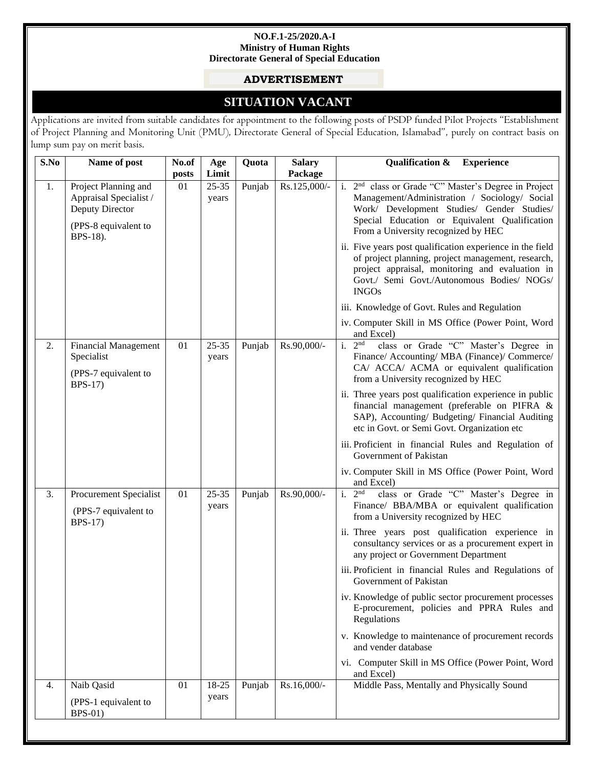**NO.F.1-25/2020.A-I**
**Ministry of Human Rights**
**Directorate General of Special Education**

**ADVERTISEMENT**

# SITUATION VACANT

Applications are invited from suitable candidates for appointment to the following posts of PSDP funded Pilot Projects "Establishment of Project Planning and Monitoring Unit (PMU), Directorate General of Special Education, Islamabad", purely on contract basis on lump sum pay on merit basis.

| S.No | Name of post | No.of posts | Age Limit | Quota | Salary Package | Qualification & Experience |
|---|---|---|---|---|---|---|
| 1. | Project Planning and Appraisal Specialist / Deputy Director<br>(PPS-8 equivalent to BPS-18). | 01 | 25-35 years | Punjab | Rs.125,000/- | i. 2nd class or Grade "C" Master's Degree in Project Management/Administration / Sociology/ Social Work/ Development Studies/ Gender Studies/ Special Education or Equivalent Qualification From a University recognized by HEC<br>ii. Five years post qualification experience in the field of project planning, project management, research, project appraisal, monitoring and evaluation in Govt./ Semi Govt./Autonomous Bodies/ NOGs/ INGOs<br>iii. Knowledge of Govt. Rules and Regulation<br>iv. Computer Skill in MS Office (Power Point, Word and Excel) |
| 2. | Financial Management Specialist<br>(PPS-7 equivalent to BPS-17) | 01 | 25-35 years | Punjab | Rs.90,000/- | i. 2nd class or Grade "C" Master's Degree in Finance/ Accounting/ MBA (Finance)/ Commerce/ CA/ ACCA/ ACMA or equivalent qualification from a University recognized by HEC<br>ii. Three years post qualification experience in public financial management (preferable on PIFRA & SAP), Accounting/ Budgeting/ Financial Auditing etc in Govt. or Semi Govt. Organization etc<br>iii. Proficient in financial Rules and Regulation of Government of Pakistan<br>iv. Computer Skill in MS Office (Power Point, Word and Excel) |
| 3. | Procurement Specialist<br>(PPS-7 equivalent to BPS-17) | 01 | 25-35 years | Punjab | Rs.90,000/- | i. 2nd class or Grade "C" Master's Degree in Finance/ BBA/MBA or equivalent qualification from a University recognized by HEC<br>ii. Three years post qualification experience in consultancy services or as a procurement expert in any project or Government Department<br>iii. Proficient in financial Rules and Regulations of Government of Pakistan<br>iv. Knowledge of public sector procurement processes E-procurement, policies and PPRA Rules and Regulations<br>v. Knowledge to maintenance of procurement records and vender database<br>vi. Computer Skill in MS Office (Power Point, Word and Excel) |
| 4. | Naib Qasid<br>(PPS-1 equivalent to BPS-01) | 01 | 18-25 years | Punjab | Rs.16,000/- | Middle Pass, Mentally and Physically Sound |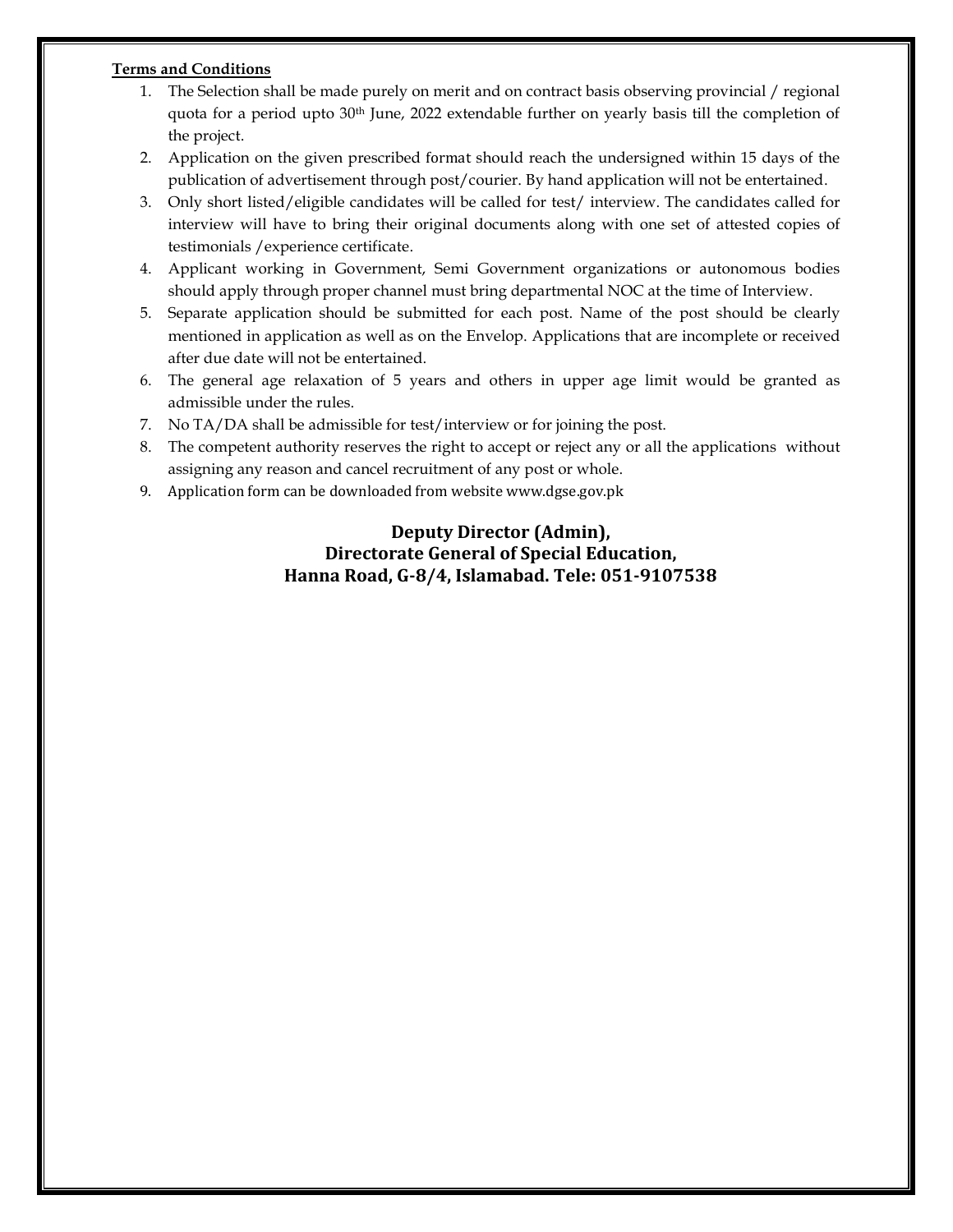**Terms and Conditions**

1. The Selection shall be made purely on merit and on contract basis observing provincial / regional quota for a period upto 30th June, 2022 extendable further on yearly basis till the completion of the project.
2. Application on the given prescribed format should reach the undersigned within 15 days of the publication of advertisement through post/courier. By hand application will not be entertained.
3. Only short listed/eligible candidates will be called for test/ interview. The candidates called for interview will have to bring their original documents along with one set of attested copies of testimonials /experience certificate.
4. Applicant working in Government, Semi Government organizations or autonomous bodies should apply through proper channel must bring departmental NOC at the time of Interview.
5. Separate application should be submitted for each post. Name of the post should be clearly mentioned in application as well as on the Envelop. Applications that are incomplete or received after due date will not be entertained.
6. The general age relaxation of 5 years and others in upper age limit would be granted as admissible under the rules.
7. No TA/DA shall be admissible for test/interview or for joining the post.
8. The competent authority reserves the right to accept or reject any or all the applications without assigning any reason and cancel recruitment of any post or whole.
9. Application form can be downloaded from website www.dgse.gov.pk

**Deputy Director (Admin),**
**Directorate General of Special Education,**
**Hanna Road, G-8/4, Islamabad. Tele: 051-9107538**